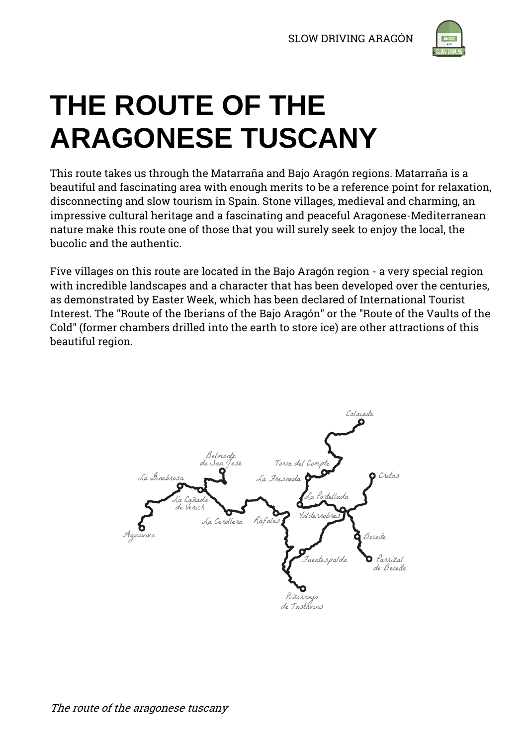# THE ROUTE OF THE ARAGONESE TUSCANY

This route takes us through the Matarraña and Bajo Aragón regions. Matarraña is a beautiful and fascinating area with enough merits to be a reference point for relaxation, disconnecting and slow tourism in Spain. Stone villages, medieval and charming, an impressive cultural heritage and a fascinating and peaceful Aragonese-Mediterranean nature make this route one of those that you will surely seek to enjoy the local, the bucolic and the authentic.

Five villages on this route are located in the Bajo Aragón region - a very special region with incredible landscapes and a character that has been developed over the centuries, as demonstrated by Easter Week, which has been declared of International Tourist Interest. The "Route of the Iberians of the Bajo Aragón" or the "Route of the Vaults of the Cold" (former chambers drilled into the earth to store ice) are other attractions of this beautiful region.

Calaceite
Belmonte de San José
Torre del Compte
Cretas
La Ginebrosa
La Fresneda
La Cañada de Verich
La Portellada
La Cerollera
Ráfales
Valderrobres
Aguaviva
Beceite
Fuentespalda
Parrizal de Beceite
Peñarroya de Tastavins

*The route of the aragonese tuscany*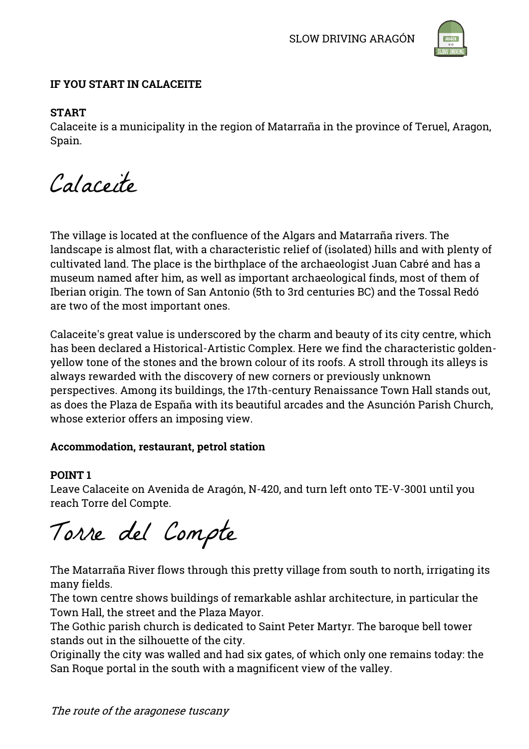**IF YOU START IN CALACEITE**

**START**
Calaceite is a municipality in the region of Matarraña in the province of Teruel, Aragon, Spain.

## Calaceite

The village is located at the confluence of the Algars and Matarraña rivers. The landscape is almost flat, with a characteristic relief of (isolated) hills and with plenty of cultivated land. The place is the birthplace of the archaeologist Juan Cabré and has a museum named after him, as well as important archaeological finds, most of them of Iberian origin. The town of San Antonio (5th to 3rd centuries BC) and the Tossal Redó are two of the most important ones.

Calaceite's great value is underscored by the charm and beauty of its city centre, which has been declared a Historical-Artistic Complex. Here we find the characteristic golden-yellow tone of the stones and the brown colour of its roofs. A stroll through its alleys is always rewarded with the discovery of new corners or previously unknown perspectives. Among its buildings, the 17th-century Renaissance Town Hall stands out, as does the Plaza de España with its beautiful arcades and the Asunción Parish Church, whose exterior offers an imposing view.

**Accommodation, restaurant, petrol station**

**POINT 1**
Leave Calaceite on Avenida de Aragón, N-420, and turn left onto TE-V-3001 until you reach Torre del Compte.

## Torre del Compte

The Matarraña River flows through this pretty village from south to north, irrigating its many fields.
The town centre shows buildings of remarkable ashlar architecture, in particular the Town Hall, the street and the Plaza Mayor.
The Gothic parish church is dedicated to Saint Peter Martyr. The baroque bell tower stands out in the silhouette of the city.
Originally the city was walled and had six gates, of which only one remains today: the San Roque portal in the south with a magnificent view of the valley.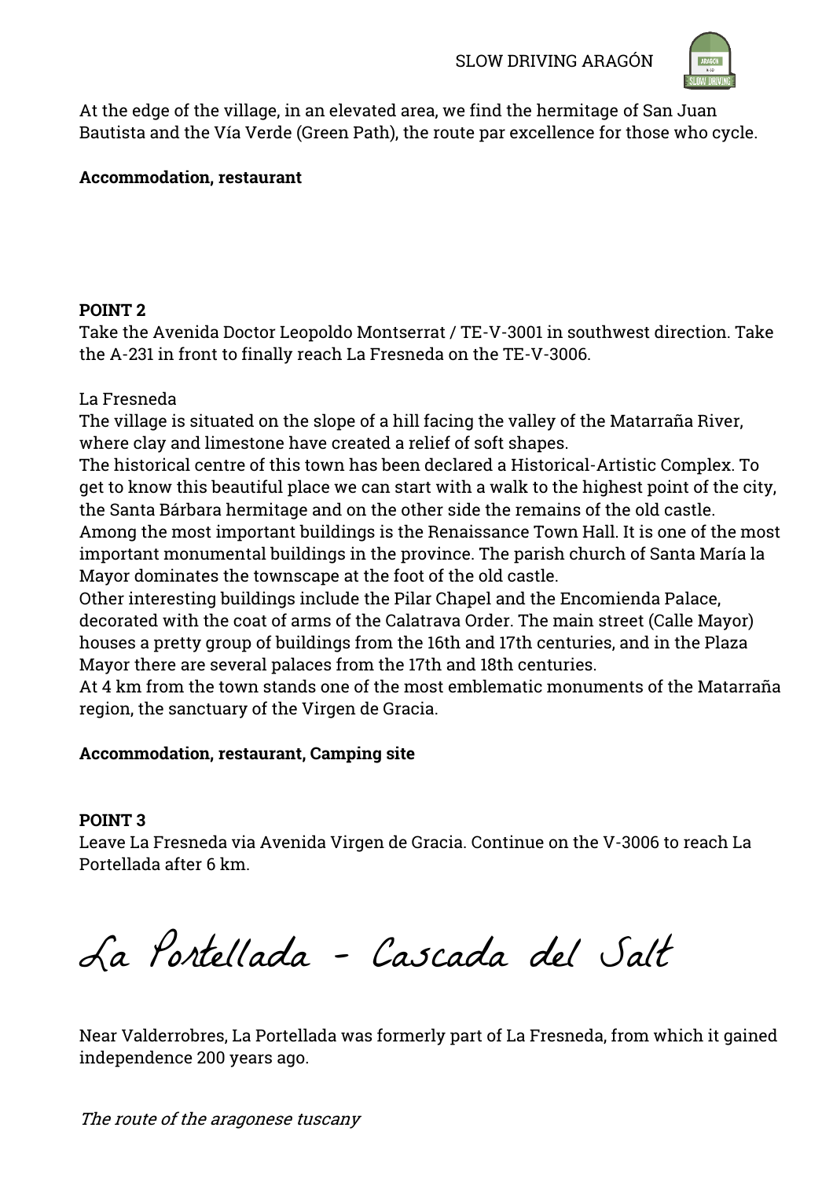At the edge of the village, in an elevated area, we find the hermitage of San Juan Bautista and the Vía Verde (Green Path), the route par excellence for those who cycle.

**Accommodation, restaurant**

**POINT 2**
Take the Avenida Doctor Leopoldo Montserrat / TE-V-3001 in southwest direction. Take the A-231 in front to finally reach La Fresneda on the TE-V-3006.

La Fresneda
The village is situated on the slope of a hill facing the valley of the Matarraña River, where clay and limestone have created a relief of soft shapes.
The historical centre of this town has been declared a Historical-Artistic Complex. To get to know this beautiful place we can start with a walk to the highest point of the city, the Santa Bárbara hermitage and on the other side the remains of the old castle.
Among the most important buildings is the Renaissance Town Hall. It is one of the most important monumental buildings in the province. The parish church of Santa María la Mayor dominates the townscape at the foot of the old castle.
Other interesting buildings include the Pilar Chapel and the Encomienda Palace, decorated with the coat of arms of the Calatrava Order. The main street (Calle Mayor) houses a pretty group of buildings from the 16th and 17th centuries, and in the Plaza Mayor there are several palaces from the 17th and 18th centuries.
At 4 km from the town stands one of the most emblematic monuments of the Matarraña region, the sanctuary of the Virgen de Gracia.

**Accommodation, restaurant, Camping site**

**POINT 3**
Leave La Fresneda via Avenida Virgen de Gracia. Continue on the V-3006 to reach La Portellada after 6 km.

# La Portellada - Cascada del Salt

Near Valderrobres, La Portellada was formerly part of La Fresneda, from which it gained independence 200 years ago.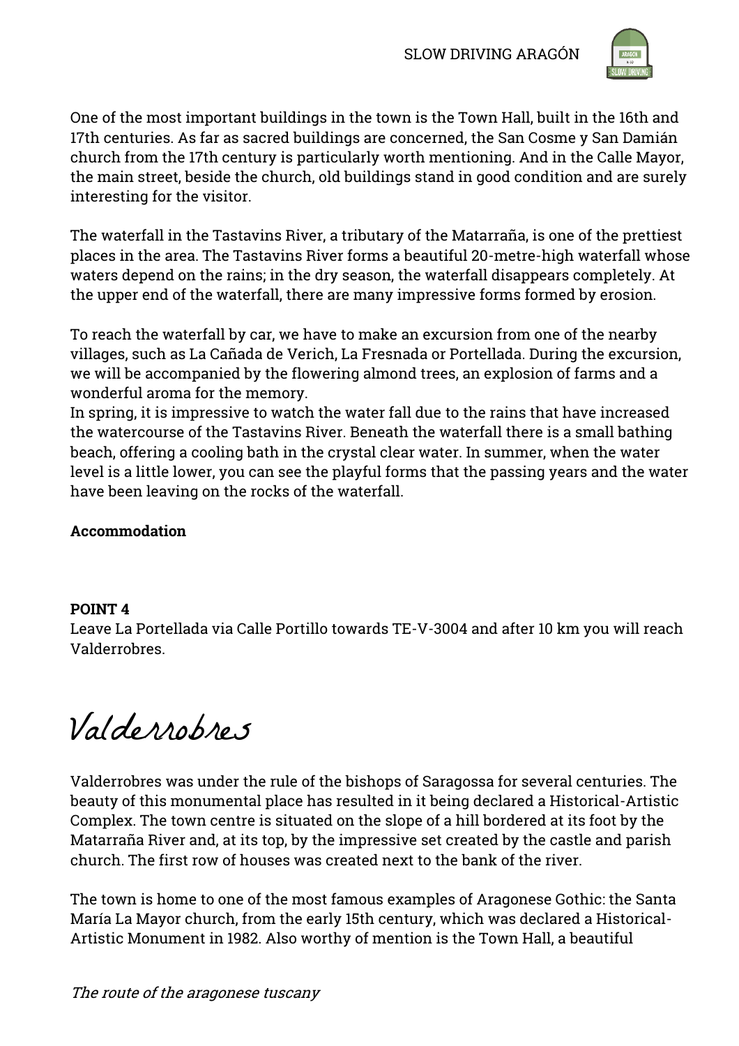One of the most important buildings in the town is the Town Hall, built in the 16th and 17th centuries. As far as sacred buildings are concerned, the San Cosme y San Damián church from the 17th century is particularly worth mentioning. And in the Calle Mayor, the main street, beside the church, old buildings stand in good condition and are surely interesting for the visitor.

The waterfall in the Tastavins River, a tributary of the Matarraña, is one of the prettiest places in the area. The Tastavins River forms a beautiful 20-metre-high waterfall whose waters depend on the rains; in the dry season, the waterfall disappears completely. At the upper end of the waterfall, there are many impressive forms formed by erosion.

To reach the waterfall by car, we have to make an excursion from one of the nearby villages, such as La Cañada de Verich, La Fresnada or Portellada. During the excursion, we will be accompanied by the flowering almond trees, an explosion of farms and a wonderful aroma for the memory.
In spring, it is impressive to watch the water fall due to the rains that have increased the watercourse of the Tastavins River. Beneath the waterfall there is a small bathing beach, offering a cooling bath in the crystal clear water. In summer, when the water level is a little lower, you can see the playful forms that the passing years and the water have been leaving on the rocks of the waterfall.

**Accommodation**

**POINT 4**
Leave La Portellada via Calle Portillo towards TE-V-3004 and after 10 km you will reach Valderrobres.

# Valderrobres

Valderrobres was under the rule of the bishops of Saragossa for several centuries. The beauty of this monumental place has resulted in it being declared a Historical-Artistic Complex. The town centre is situated on the slope of a hill bordered at its foot by the Matarraña River and, at its top, by the impressive set created by the castle and parish church. The first row of houses was created next to the bank of the river.

The town is home to one of the most famous examples of Aragonese Gothic: the Santa María La Mayor church, from the early 15th century, which was declared a Historical-Artistic Monument in 1982. Also worthy of mention is the Town Hall, a beautiful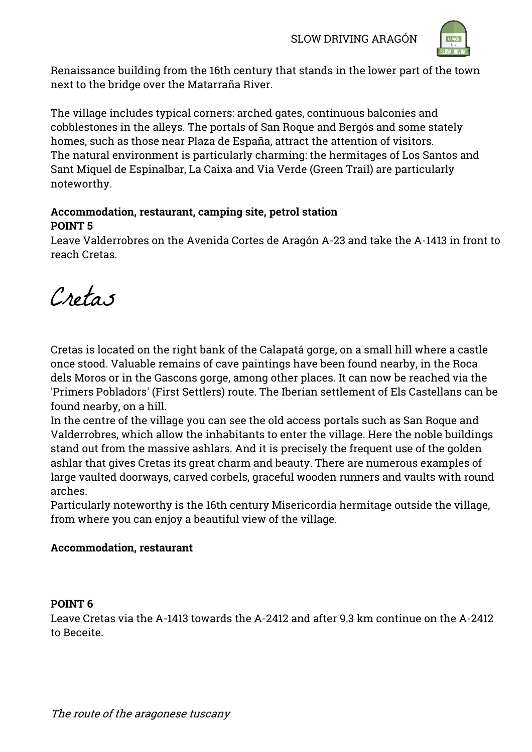Renaissance building from the 16th century that stands in the lower part of the town next to the bridge over the Matarraña River.

The village includes typical corners: arched gates, continuous balconies and cobblestones in the alleys. The portals of San Roque and Bergós and some stately homes, such as those near Plaza de España, attract the attention of visitors.
The natural environment is particularly charming: the hermitages of Los Santos and Sant Miquel de Espinalbar, La Caixa and Via Verde (Green Trail) are particularly noteworthy.

**Accommodation, restaurant, camping site, petrol station**
**POINT 5**
Leave Valderrobres on the Avenida Cortes de Aragón A-23 and take the A-1413 in front to reach Cretas.

# Cretas

Cretas is located on the right bank of the Calapatá gorge, on a small hill where a castle once stood. Valuable remains of cave paintings have been found nearby, in the Roca dels Moros or in the Gascons gorge, among other places. It can now be reached via the 'Primers Pobladors' (First Settlers) route. The Iberian settlement of Els Castellans can be found nearby, on a hill.
In the centre of the village you can see the old access portals such as San Roque and Valderrobres, which allow the inhabitants to enter the village. Here the noble buildings stand out from the massive ashlars. And it is precisely the frequent use of the golden ashlar that gives Cretas its great charm and beauty. There are numerous examples of large vaulted doorways, carved corbels, graceful wooden runners and vaults with round arches.
Particularly noteworthy is the 16th century Misericordia hermitage outside the village, from where you can enjoy a beautiful view of the village.

**Accommodation, restaurant**

**POINT 6**
Leave Cretas via the A-1413 towards the A-2412 and after 9.3 km continue on the A-2412 to Beceite.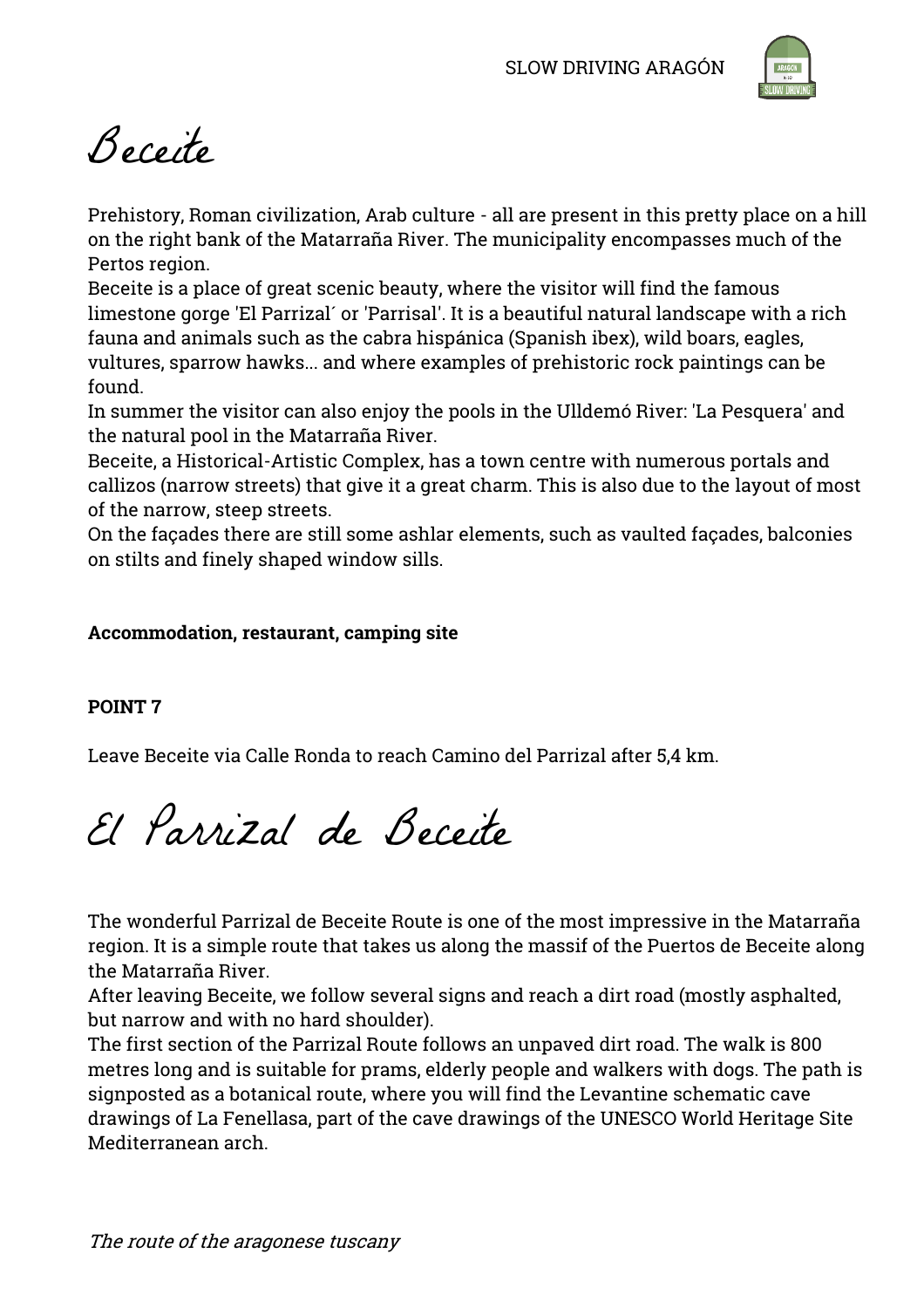# Beceite

Prehistory, Roman civilization, Arab culture - all are present in this pretty place on a hill on the right bank of the Matarraña River. The municipality encompasses much of the Pertos region.
Beceite is a place of great scenic beauty, where the visitor will find the famous limestone gorge 'El Parrizal´ or 'Parrisal'. It is a beautiful natural landscape with a rich fauna and animals such as the cabra hispánica (Spanish ibex), wild boars, eagles, vultures, sparrow hawks... and where examples of prehistoric rock paintings can be found.
In summer the visitor can also enjoy the pools in the Ulldemó River: 'La Pesquera' and the natural pool in the Matarraña River.
Beceite, a Historical-Artistic Complex, has a town centre with numerous portals and callizos (narrow streets) that give it a great charm. This is also due to the layout of most of the narrow, steep streets.
On the façades there are still some ashlar elements, such as vaulted façades, balconies on stilts and finely shaped window sills.

**Accommodation, restaurant, camping site**

**POINT 7**

Leave Beceite via Calle Ronda to reach Camino del Parrizal after 5,4 km.

# El Parrizal de Beceite

The wonderful Parrizal de Beceite Route is one of the most impressive in the Matarraña region. It is a simple route that takes us along the massif of the Puertos de Beceite along the Matarraña River.
After leaving Beceite, we follow several signs and reach a dirt road (mostly asphalted, but narrow and with no hard shoulder).
The first section of the Parrizal Route follows an unpaved dirt road. The walk is 800 metres long and is suitable for prams, elderly people and walkers with dogs. The path is signposted as a botanical route, where you will find the Levantine schematic cave drawings of La Fenellasa, part of the cave drawings of the UNESCO World Heritage Site Mediterranean arch.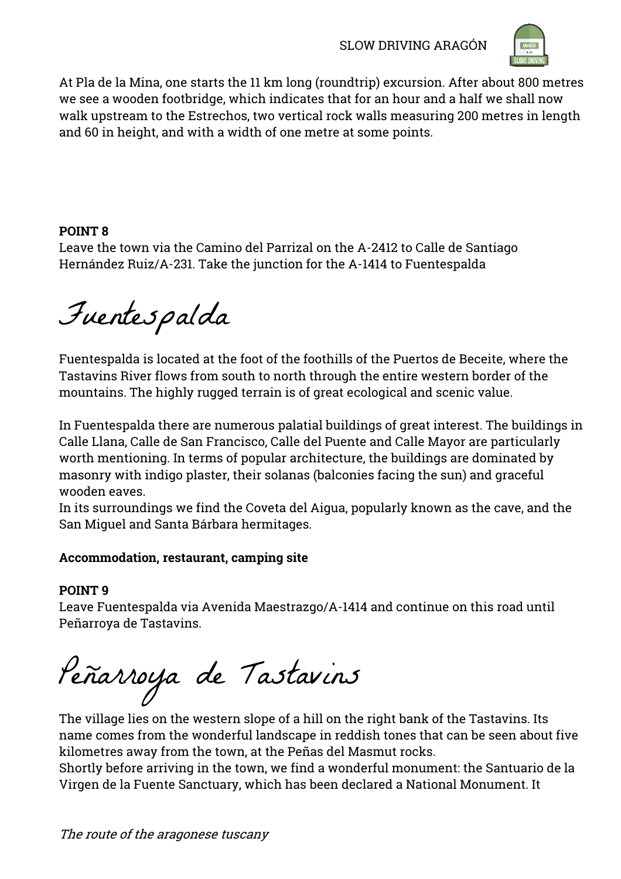At Pla de la Mina, one starts the 11 km long (roundtrip) excursion. After about 800 metres we see a wooden footbridge, which indicates that for an hour and a half we shall now walk upstream to the Estrechos, two vertical rock walls measuring 200 metres in length and 60 in height, and with a width of one metre at some points.

**POINT 8**
Leave the town via the Camino del Parrizal on the A-2412 to Calle de Santiago Hernández Ruiz/A-231. Take the junction for the A-1414 to Fuentespalda

# Fuentespalda

Fuentespalda is located at the foot of the foothills of the Puertos de Beceite, where the Tastavins River flows from south to north through the entire western border of the mountains. The highly rugged terrain is of great ecological and scenic value.

In Fuentespalda there are numerous palatial buildings of great interest. The buildings in Calle Llana, Calle de San Francisco, Calle del Puente and Calle Mayor are particularly worth mentioning. In terms of popular architecture, the buildings are dominated by masonry with indigo plaster, their solanas (balconies facing the sun) and graceful wooden eaves.
In its surroundings we find the Coveta del Aigua, popularly known as the cave, and the San Miguel and Santa Bárbara hermitages.

**Accommodation, restaurant, camping site**

**POINT 9**
Leave Fuentespalda via Avenida Maestrazgo/A-1414 and continue on this road until Peñarroya de Tastavins.

# Peñarroya de Tastavins

The village lies on the western slope of a hill on the right bank of the Tastavins. Its name comes from the wonderful landscape in reddish tones that can be seen about five kilometres away from the town, at the Peñas del Masmut rocks.
Shortly before arriving in the town, we find a wonderful monument: the Santuario de la Virgen de la Fuente Sanctuary, which has been declared a National Monument. It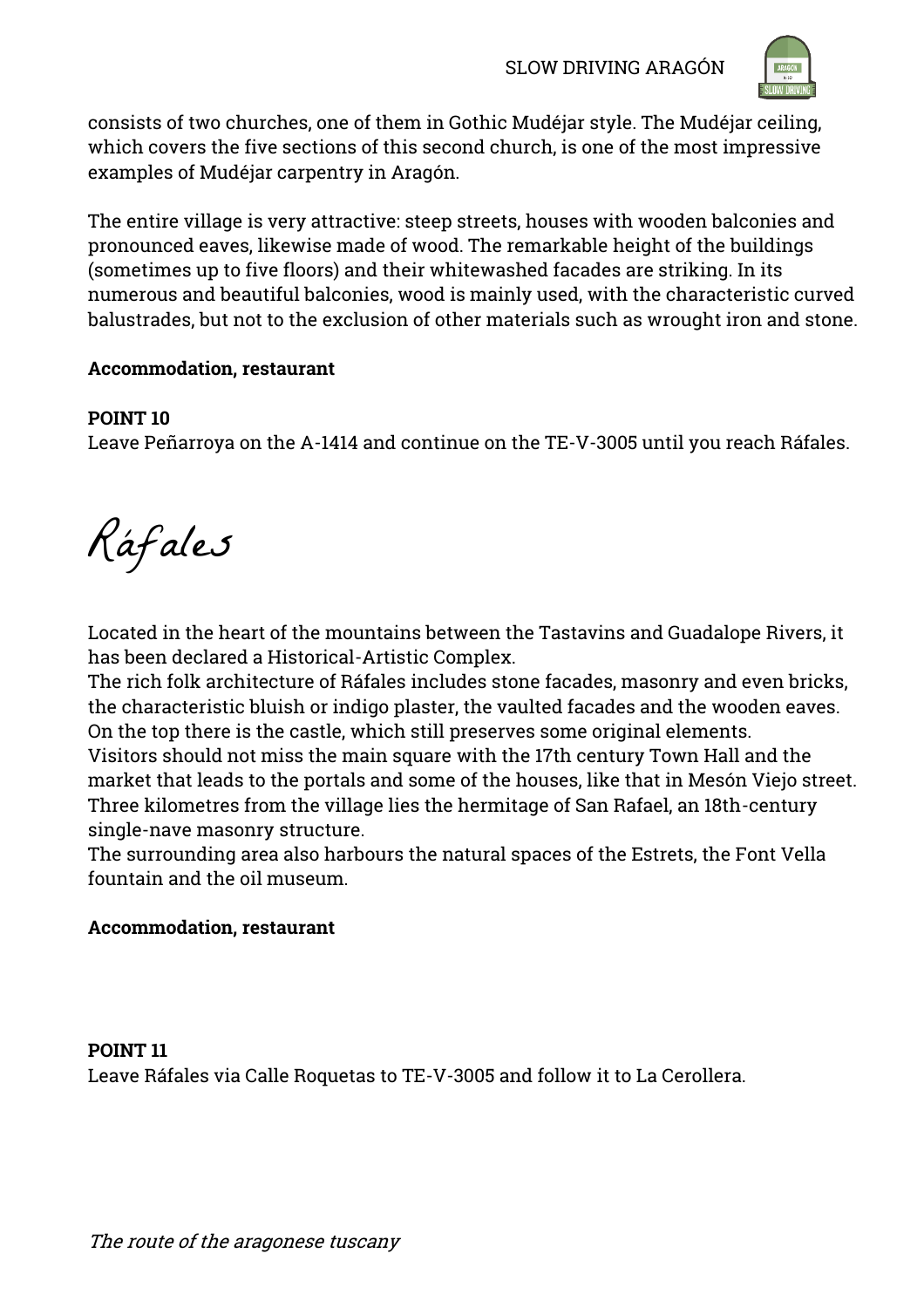consists of two churches, one of them in Gothic Mudéjar style. The Mudéjar ceiling, which covers the five sections of this second church, is one of the most impressive examples of Mudéjar carpentry in Aragón.

The entire village is very attractive: steep streets, houses with wooden balconies and pronounced eaves, likewise made of wood. The remarkable height of the buildings (sometimes up to five floors) and their whitewashed facades are striking. In its numerous and beautiful balconies, wood is mainly used, with the characteristic curved balustrades, but not to the exclusion of other materials such as wrought iron and stone.

**Accommodation, restaurant**

**POINT 10**
Leave Peñarroya on the A-1414 and continue on the TE-V-3005 until you reach Ráfales.

# Ráfales

Located in the heart of the mountains between the Tastavins and Guadalope Rivers, it has been declared a Historical-Artistic Complex.
The rich folk architecture of Ráfales includes stone facades, masonry and even bricks, the characteristic bluish or indigo plaster, the vaulted facades and the wooden eaves. On the top there is the castle, which still preserves some original elements.
Visitors should not miss the main square with the 17th century Town Hall and the market that leads to the portals and some of the houses, like that in Mesón Viejo street.
Three kilometres from the village lies the hermitage of San Rafael, an 18th-century single-nave masonry structure.
The surrounding area also harbours the natural spaces of the Estrets, the Font Vella fountain and the oil museum.

**Accommodation, restaurant**

**POINT 11**
Leave Ráfales via Calle Roquetas to TE-V-3005 and follow it to La Cerollera.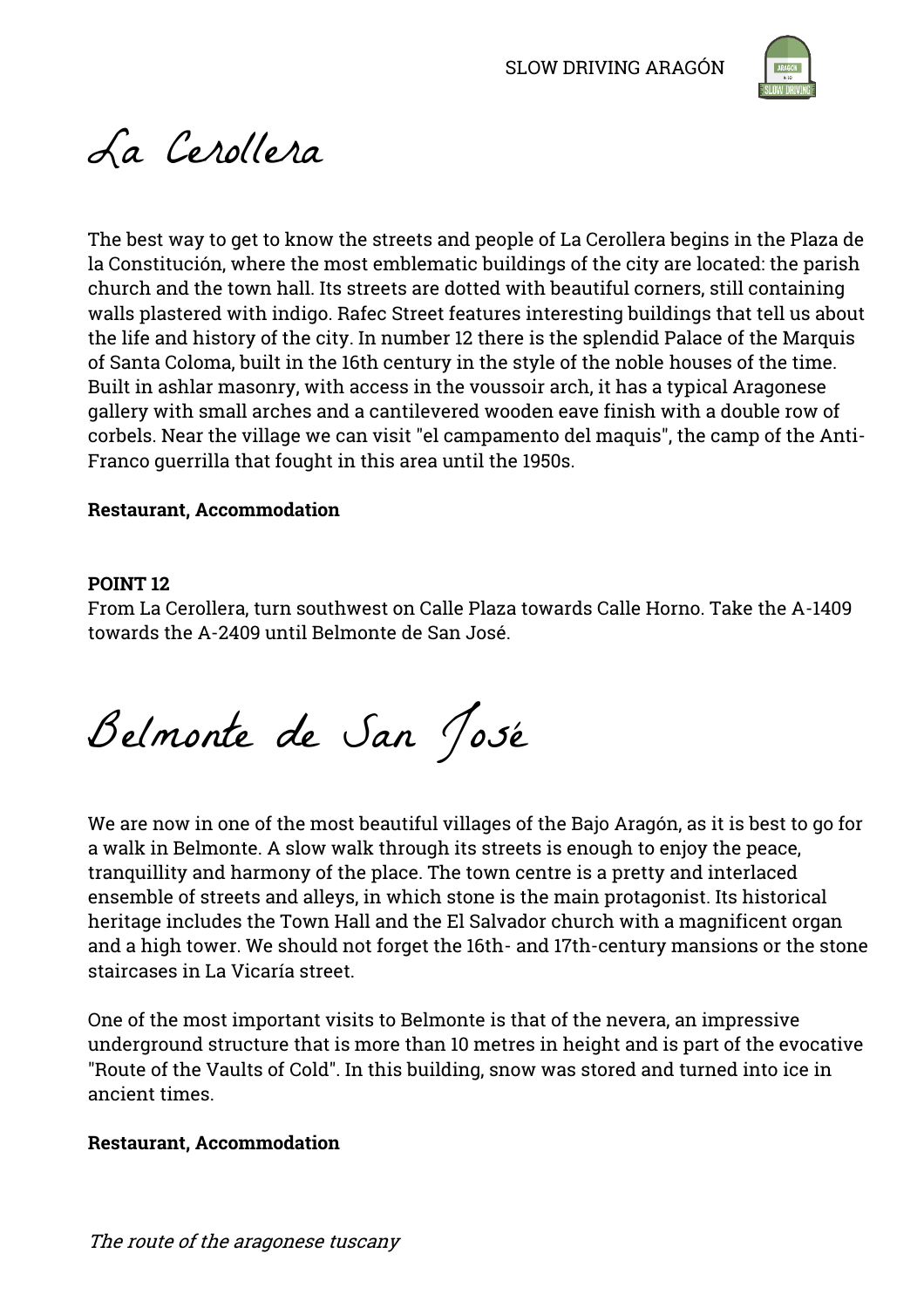# La Cerollera

The best way to get to know the streets and people of La Cerollera begins in the Plaza de la Constitución, where the most emblematic buildings of the city are located: the parish church and the town hall. Its streets are dotted with beautiful corners, still containing walls plastered with indigo. Rafec Street features interesting buildings that tell us about the life and history of the city. In number 12 there is the splendid Palace of the Marquis of Santa Coloma, built in the 16th century in the style of the noble houses of the time. Built in ashlar masonry, with access in the voussoir arch, it has a typical Aragonese gallery with small arches and a cantilevered wooden eave finish with a double row of corbels. Near the village we can visit "el campamento del maquis", the camp of the Anti-Franco guerrilla that fought in this area until the 1950s.

**Restaurant, Accommodation**

**POINT 12**
From La Cerollera, turn southwest on Calle Plaza towards Calle Horno. Take the A-1409 towards the A-2409 until Belmonte de San José.

# Belmonte de San José

We are now in one of the most beautiful villages of the Bajo Aragón, as it is best to go for a walk in Belmonte. A slow walk through its streets is enough to enjoy the peace, tranquillity and harmony of the place. The town centre is a pretty and interlaced ensemble of streets and alleys, in which stone is the main protagonist. Its historical heritage includes the Town Hall and the El Salvador church with a magnificent organ and a high tower. We should not forget the 16th- and 17th-century mansions or the stone staircases in La Vicaría street.

One of the most important visits to Belmonte is that of the nevera, an impressive underground structure that is more than 10 metres in height and is part of the evocative "Route of the Vaults of Cold". In this building, snow was stored and turned into ice in ancient times.

**Restaurant, Accommodation**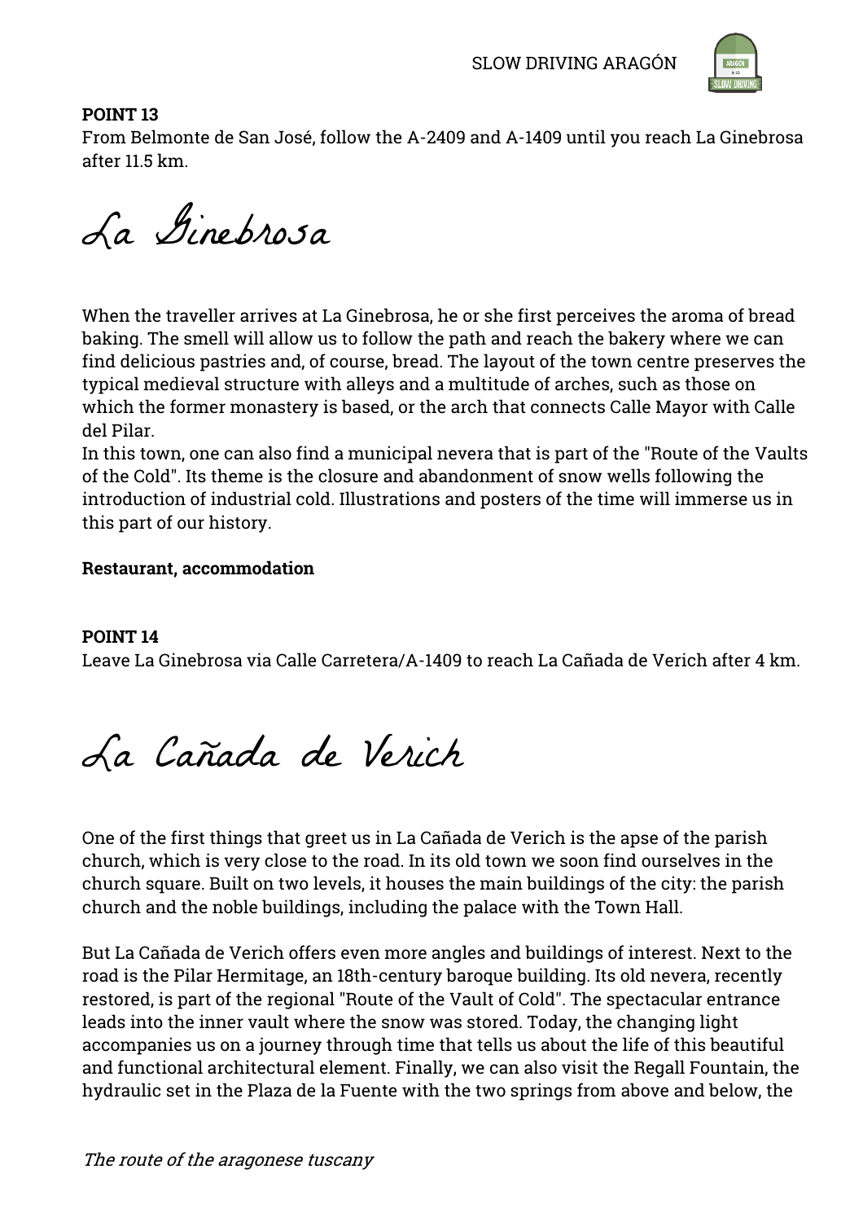**POINT 13**
From Belmonte de San José, follow the A-2409 and A-1409 until you reach La Ginebrosa after 11.5 km.

# La Ginebrosa

When the traveller arrives at La Ginebrosa, he or she first perceives the aroma of bread baking. The smell will allow us to follow the path and reach the bakery where we can find delicious pastries and, of course, bread. The layout of the town centre preserves the typical medieval structure with alleys and a multitude of arches, such as those on which the former monastery is based, or the arch that connects Calle Mayor with Calle del Pilar.
In this town, one can also find a municipal nevera that is part of the "Route of the Vaults of the Cold". Its theme is the closure and abandonment of snow wells following the introduction of industrial cold. Illustrations and posters of the time will immerse us in this part of our history.

**Restaurant, accommodation**

**POINT 14**
Leave La Ginebrosa via Calle Carretera/A-1409 to reach La Cañada de Verich after 4 km.

# La Cañada de Verich

One of the first things that greet us in La Cañada de Verich is the apse of the parish church, which is very close to the road. In its old town we soon find ourselves in the church square. Built on two levels, it houses the main buildings of the city: the parish church and the noble buildings, including the palace with the Town Hall.

But La Cañada de Verich offers even more angles and buildings of interest. Next to the road is the Pilar Hermitage, an 18th-century baroque building. Its old nevera, recently restored, is part of the regional "Route of the Vault of Cold". The spectacular entrance leads into the inner vault where the snow was stored. Today, the changing light accompanies us on a journey through time that tells us about the life of this beautiful and functional architectural element. Finally, we can also visit the Regall Fountain, the hydraulic set in the Plaza de la Fuente with the two springs from above and below, the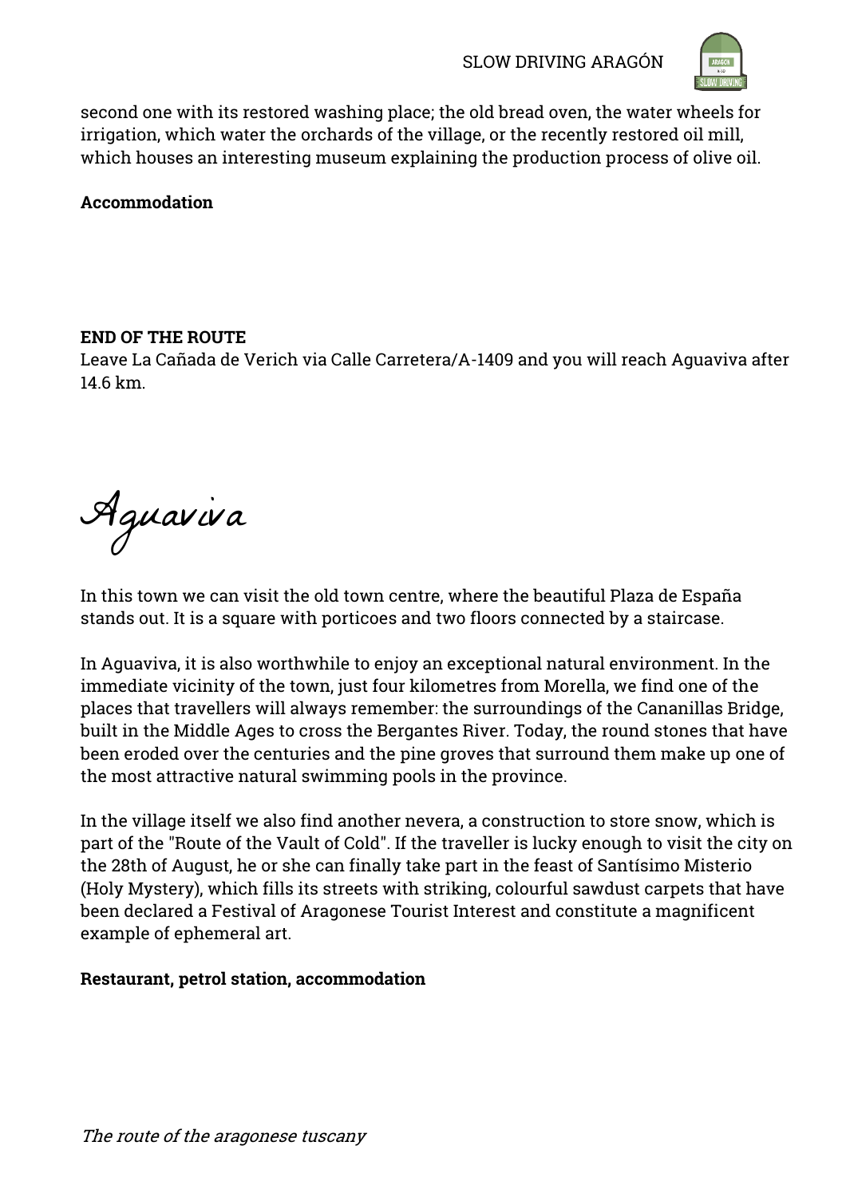second one with its restored washing place; the old bread oven, the water wheels for irrigation, which water the orchards of the village, or the recently restored oil mill, which houses an interesting museum explaining the production process of olive oil.

**Accommodation**

**END OF THE ROUTE**
Leave La Cañada de Verich via Calle Carretera/A-1409 and you will reach Aguaviva after 14.6 km.

# Aguaviva

In this town we can visit the old town centre, where the beautiful Plaza de España stands out. It is a square with porticoes and two floors connected by a staircase.

In Aguaviva, it is also worthwhile to enjoy an exceptional natural environment. In the immediate vicinity of the town, just four kilometres from Morella, we find one of the places that travellers will always remember: the surroundings of the Cananillas Bridge, built in the Middle Ages to cross the Bergantes River. Today, the round stones that have been eroded over the centuries and the pine groves that surround them make up one of the most attractive natural swimming pools in the province.

In the village itself we also find another nevera, a construction to store snow, which is part of the "Route of the Vault of Cold". If the traveller is lucky enough to visit the city on the 28th of August, he or she can finally take part in the feast of Santísimo Misterio (Holy Mystery), which fills its streets with striking, colourful sawdust carpets that have been declared a Festival of Aragonese Tourist Interest and constitute a magnificent example of ephemeral art.

**Restaurant, petrol station, accommodation**